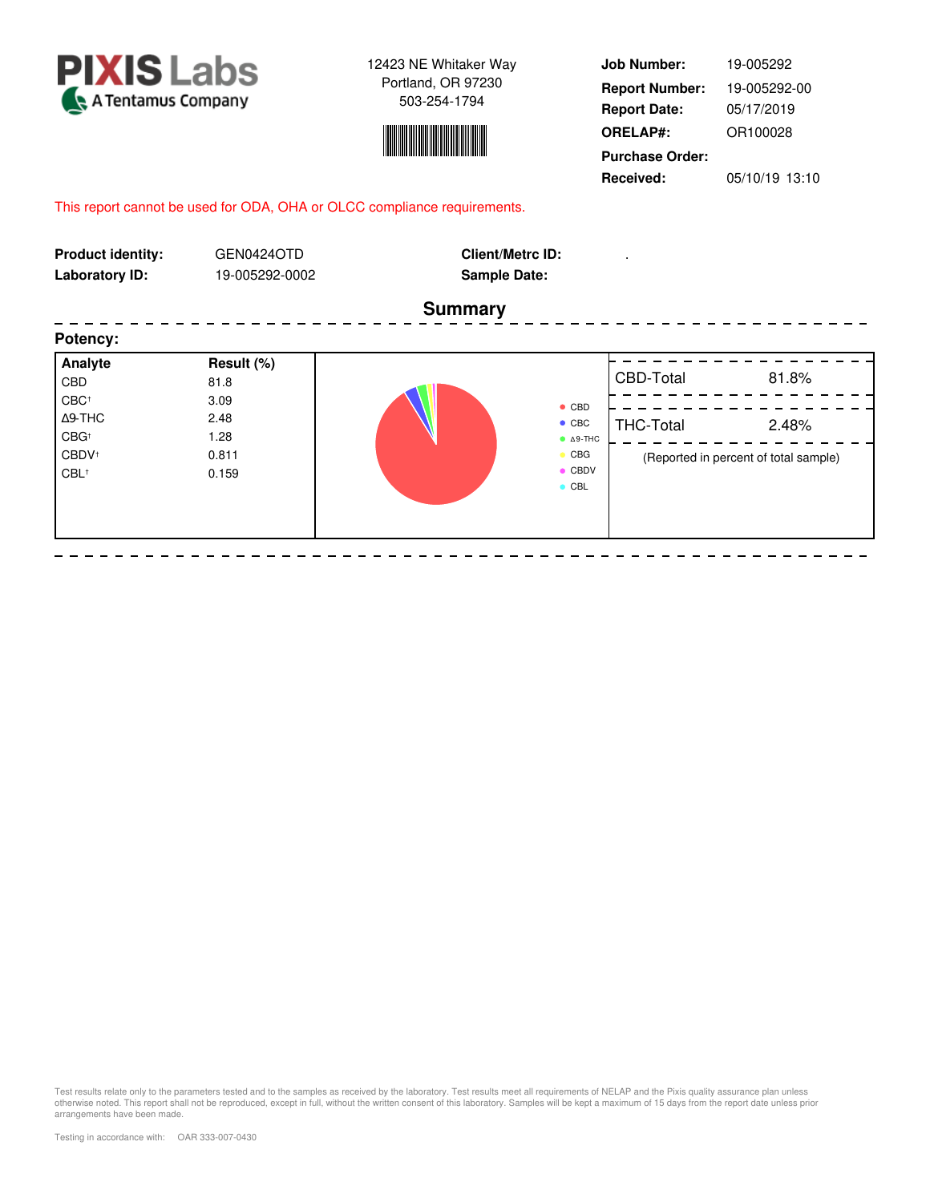**PIXIS Labs**
A Tentamus Company

12423 NE Whitaker Way
Portland, OR 97230
503-254-1794

| | |
|---|---|
| **Job Number:** | 19-005292 |
| **Report Number:** | 19-005292-00 |
| **Report Date:** | 05/17/2019 |
| **ORELAP#:** | OR100028 |
| **Purchase Order:** | |
| **Received:** | 05/10/19 13:10 |

This report cannot be used for ODA, OHA or OLCC compliance requirements.

| | | | |
|---|---|---|---|
| **Product identity:** | GEN0424OTD | **Client/Metrc ID:** | . |
| **Laboratory ID:** | 19-005292-0002 | **Sample Date:** | |

## Summary

**Potency:**

| Analyte | Result (%) |
|---|---|
| CBD | 81.8 |
| CBC† | 3.09 |
| Δ9-THC | 2.48 |
| CBG† | 1.28 |
| CBDV† | 0.811 |
| CBL† | 0.159 |

| | |
|---|---|
| CBD-Total | 81.8% |
| THC-Total | 2.48% |

(Reported in percent of total sample)

Test results relate only to the parameters tested and to the samples as received by the laboratory. Test results meet all requirements of NELAP and the Pixis quality assurance plan unless otherwise noted. This report shall not be reproduced, except in full, without the written consent of this laboratory. Samples will be kept a maximum of 15 days from the report date unless prior arrangements have been made.

Testing in accordance with: OAR 333-007-0430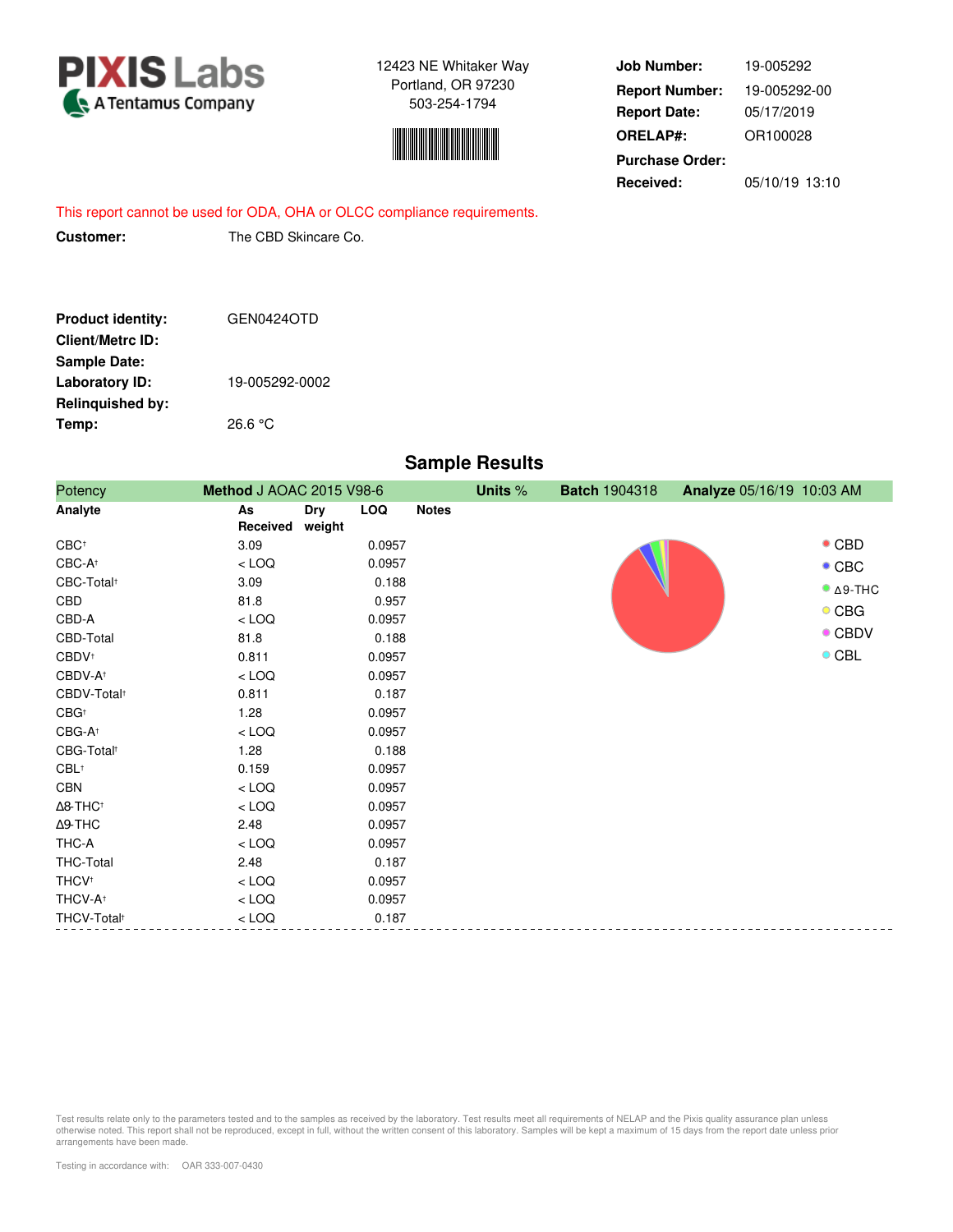**PIXIS Labs**
A Tentamus Company

12423 NE Whitaker Way
Portland, OR 97230
503-254-1794

| | |
|---|---|
| **Job Number:** | 19-005292 |
| **Report Number:** | 19-005292-00 |
| **Report Date:** | 05/17/2019 |
| **ORELAP#:** | OR100028 |
| **Purchase Order:** | |
| **Received:** | 05/10/19 13:10 |

This report cannot be used for ODA, OHA or OLCC compliance requirements.

**Customer:** The CBD Skincare Co.

| | |
|---|---|
| **Product identity:** | GEN0424OTD |
| **Client/Metrc ID:** | |
| **Sample Date:** | |
| **Laboratory ID:** | 19-005292-0002 |
| **Relinquished by:** | |
| **Temp:** | 26.6 °C |

## Sample Results

Potency | **Method** J AOAC 2015 V98-6 | **Units** % | **Batch** 1904318 | **Analyze** 05/16/19 10:03 AM

| Analyte | As Received | Dry weight | LOQ | Notes |
|---|---|---|---|---|
| CBC† | 3.09 | | 0.0957 | |
| CBC-A† | < LOQ | | 0.0957 | |
| CBC-Total† | 3.09 | | 0.188 | |
| CBD | 81.8 | | 0.957 | |
| CBD-A | < LOQ | | 0.0957 | |
| CBD-Total | 81.8 | | 0.188 | |
| CBDV† | 0.811 | | 0.0957 | |
| CBDV-A† | < LOQ | | 0.0957 | |
| CBDV-Total† | 0.811 | | 0.187 | |
| CBG† | 1.28 | | 0.0957 | |
| CBG-A† | < LOQ | | 0.0957 | |
| CBG-Total† | 1.28 | | 0.188 | |
| CBL† | 0.159 | | 0.0957 | |
| CBN | < LOQ | | 0.0957 | |
| Δ8-THC† | < LOQ | | 0.0957 | |
| Δ9-THC | 2.48 | | 0.0957 | |
| THC-A | < LOQ | | 0.0957 | |
| THC-Total | 2.48 | | 0.187 | |
| THCV† | < LOQ | | 0.0957 | |
| THCV-A† | < LOQ | | 0.0957 | |
| THCV-Total† | < LOQ | | 0.187 | |

Chart legend: CBD, CBC, Δ9-THC, CBG, CBDV, CBL

Test results relate only to the parameters tested and to the samples as received by the laboratory. Test results meet all requirements of NELAP and the Pixis quality assurance plan unless otherwise noted. This report shall not be reproduced, except in full, without the written consent of this laboratory. Samples will be kept a maximum of 15 days from the report date unless prior arrangements have been made.

Testing in accordance with: OAR 333-007-0430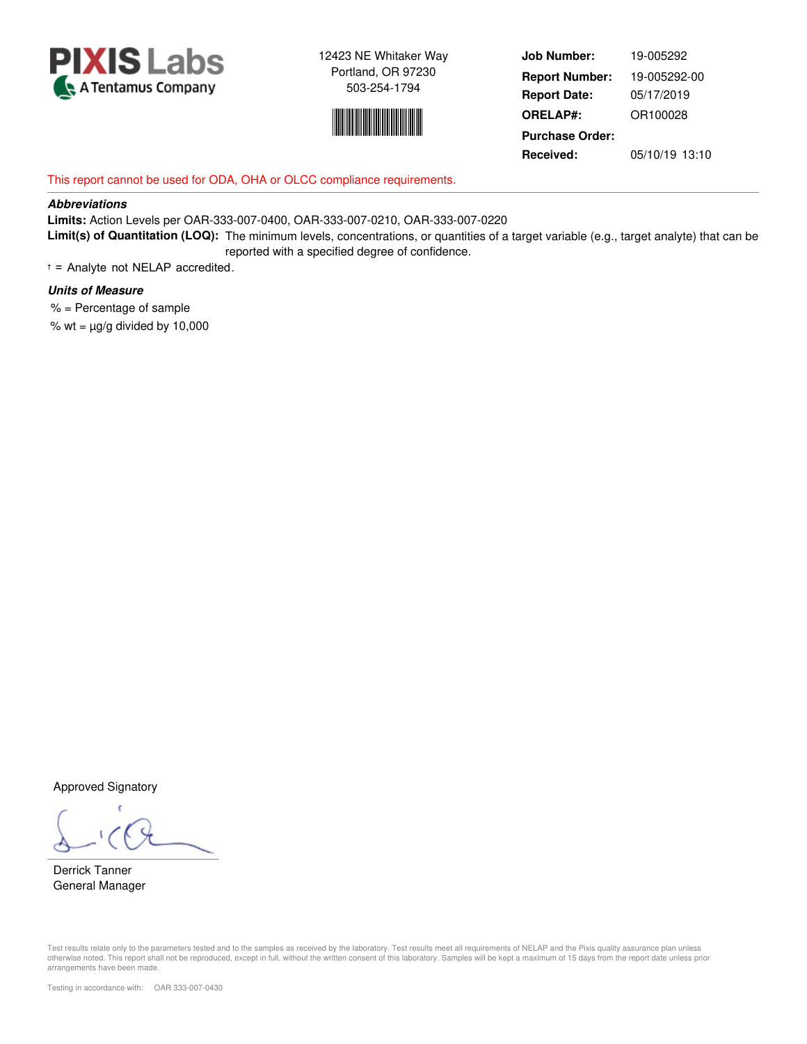**PIXIS Labs**
A Tentamus Company

12423 NE Whitaker Way
Portland, OR 97230
503-254-1794

| | |
|---|---|
| **Job Number:** | 19-005292 |
| **Report Number:** | 19-005292-00 |
| **Report Date:** | 05/17/2019 |
| **ORELAP#:** | OR100028 |
| **Purchase Order:** | |
| **Received:** | 05/10/19 13:10 |

This report cannot be used for ODA, OHA or OLCC compliance requirements.

***Abbreviations***

**Limits:** Action Levels per OAR-333-007-0400, OAR-333-007-0210, OAR-333-007-0220

**Limit(s) of Quantitation (LOQ):** The minimum levels, concentrations, or quantities of a target variable (e.g., target analyte) that can be reported with a specified degree of confidence.

† = Analyte not NELAP accredited.

***Units of Measure***

% = Percentage of sample

% wt = µg/g divided by 10,000

Approved Signatory

Derrick Tanner
General Manager

Test results relate only to the parameters tested and to the samples as received by the laboratory. Test results meet all requirements of NELAP and the Pixis quality assurance plan unless otherwise noted. This report shall not be reproduced, except in full, without the written consent of this laboratory. Samples will be kept a maximum of 15 days from the report date unless prior arrangements have been made.

Testing in accordance with: OAR 333-007-0430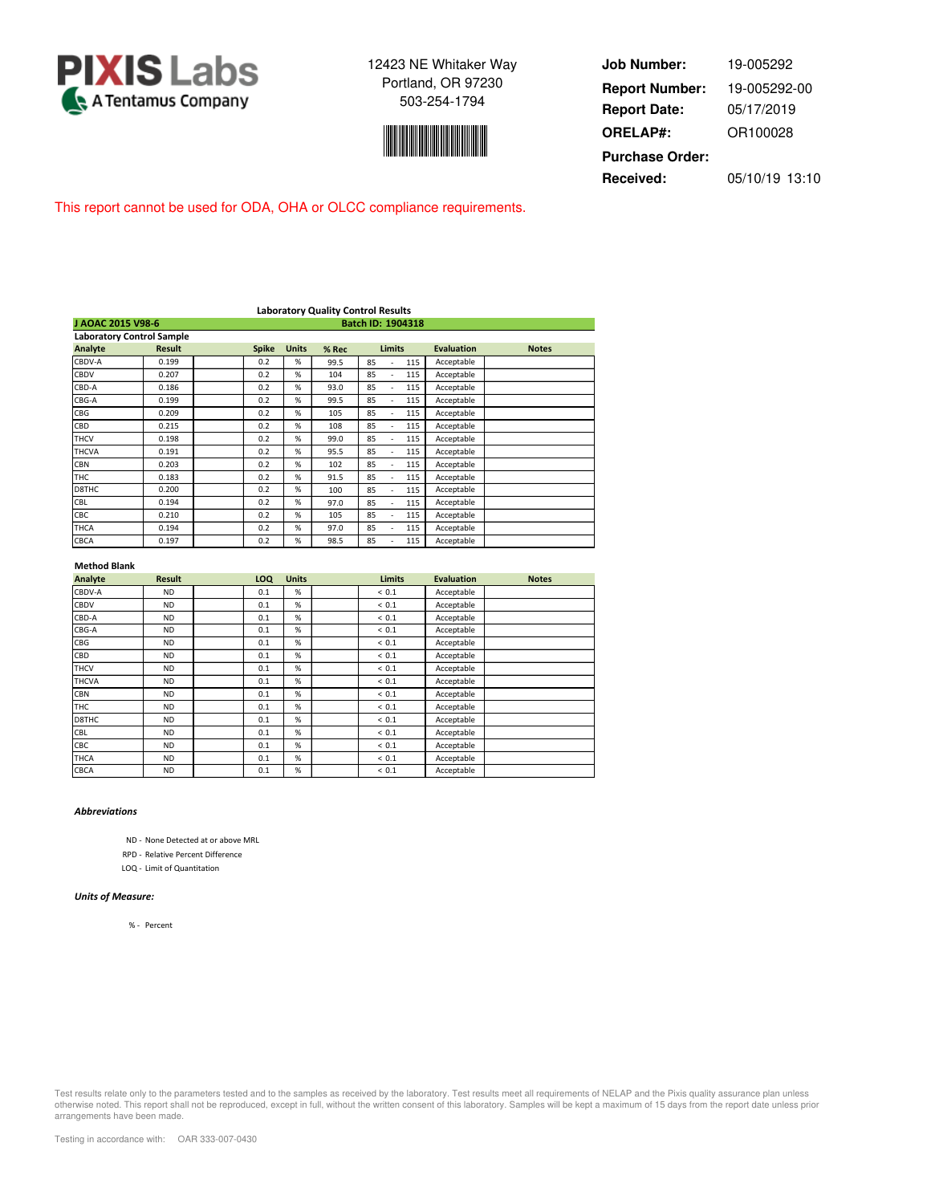**PIXIS Labs**
A Tentamus Company

12423 NE Whitaker Way
Portland, OR 97230
503-254-1794

| | |
|---|---|
| **Job Number:** | 19-005292 |
| **Report Number:** | 19-005292-00 |
| **Report Date:** | 05/17/2019 |
| **ORELAP#:** | OR100028 |
| **Purchase Order:** | |
| **Received:** | 05/10/19 13:10 |

This report cannot be used for ODA, OHA or OLCC compliance requirements.

## Laboratory Quality Control Results

**J AOAC 2015 V98-6** — **Batch ID: 1904318**

**Laboratory Control Sample**

| Analyte | Result | | Spike | Units | % Rec | Limits | Evaluation | Notes |
|---|---|---|---|---|---|---|---|---|
| CBDV-A | 0.199 | | 0.2 | % | 99.5 | 85 - 115 | Acceptable | |
| CBDV | 0.207 | | 0.2 | % | 104 | 85 - 115 | Acceptable | |
| CBD-A | 0.186 | | 0.2 | % | 93.0 | 85 - 115 | Acceptable | |
| CBG-A | 0.199 | | 0.2 | % | 99.5 | 85 - 115 | Acceptable | |
| CBG | 0.209 | | 0.2 | % | 105 | 85 - 115 | Acceptable | |
| CBD | 0.215 | | 0.2 | % | 108 | 85 - 115 | Acceptable | |
| THCV | 0.198 | | 0.2 | % | 99.0 | 85 - 115 | Acceptable | |
| THCVA | 0.191 | | 0.2 | % | 95.5 | 85 - 115 | Acceptable | |
| CBN | 0.203 | | 0.2 | % | 102 | 85 - 115 | Acceptable | |
| THC | 0.183 | | 0.2 | % | 91.5 | 85 - 115 | Acceptable | |
| D8THC | 0.200 | | 0.2 | % | 100 | 85 - 115 | Acceptable | |
| CBL | 0.194 | | 0.2 | % | 97.0 | 85 - 115 | Acceptable | |
| CBC | 0.210 | | 0.2 | % | 105 | 85 - 115 | Acceptable | |
| THCA | 0.194 | | 0.2 | % | 97.0 | 85 - 115 | Acceptable | |
| CBCA | 0.197 | | 0.2 | % | 98.5 | 85 - 115 | Acceptable | |

**Method Blank**

| Analyte | Result | | LOQ | Units | | Limits | Evaluation | Notes |
|---|---|---|---|---|---|---|---|---|
| CBDV-A | ND | | 0.1 | % | | < 0.1 | Acceptable | |
| CBDV | ND | | 0.1 | % | | < 0.1 | Acceptable | |
| CBD-A | ND | | 0.1 | % | | < 0.1 | Acceptable | |
| CBG-A | ND | | 0.1 | % | | < 0.1 | Acceptable | |
| CBG | ND | | 0.1 | % | | < 0.1 | Acceptable | |
| CBD | ND | | 0.1 | % | | < 0.1 | Acceptable | |
| THCV | ND | | 0.1 | % | | < 0.1 | Acceptable | |
| THCVA | ND | | 0.1 | % | | < 0.1 | Acceptable | |
| CBN | ND | | 0.1 | % | | < 0.1 | Acceptable | |
| THC | ND | | 0.1 | % | | < 0.1 | Acceptable | |
| D8THC | ND | | 0.1 | % | | < 0.1 | Acceptable | |
| CBL | ND | | 0.1 | % | | < 0.1 | Acceptable | |
| CBC | ND | | 0.1 | % | | < 0.1 | Acceptable | |
| THCA | ND | | 0.1 | % | | < 0.1 | Acceptable | |
| CBCA | ND | | 0.1 | % | | < 0.1 | Acceptable | |

***Abbreviations***

ND - None Detected at or above MRL
RPD - Relative Percent Difference
LOQ - Limit of Quantitation

***Units of Measure:***

% - Percent

Test results relate only to the parameters tested and to the samples as received by the laboratory. Test results meet all requirements of NELAP and the Pixis quality assurance plan unless otherwise noted. This report shall not be reproduced, except in full, without the written consent of this laboratory. Samples will be kept a maximum of 15 days from the report date unless prior arrangements have been made.

Testing in accordance with: OAR 333-007-0430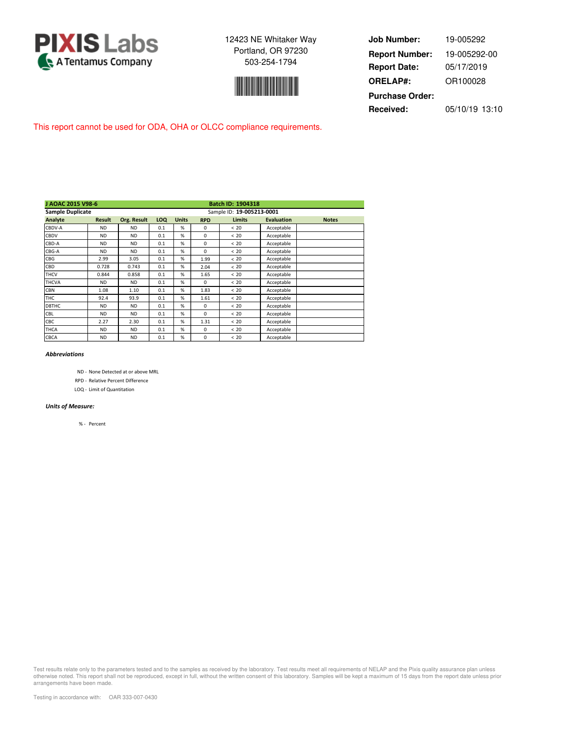# PIXIS Labs

A Tentamus Company

12423 NE Whitaker Way
Portland, OR 97230
503-254-1794

**Job Number:** 19-005292
**Report Number:** 19-005292-00
**Report Date:** 05/17/2019
**ORELAP#:** OR100028
**Purchase Order:**
**Received:** 05/10/19 13:10

This report cannot be used for ODA, OHA or OLCC compliance requirements.

| J AOAC 2015 V98-6 | | | | | Batch ID: 1904318 | | | |
|---|---|---|---|---|---|---|---|---|
| **Sample Duplicate** | | | | | Sample ID: **19-005213-0001** | | | |
| **Analyte** | **Result** | **Org. Result** | **LOQ** | **Units** | **RPD** | **Limits** | **Evaluation** | **Notes** |
| CBDV-A | ND | ND | 0.1 | % | 0 | < 20 | Acceptable | |
| CBDV | ND | ND | 0.1 | % | 0 | < 20 | Acceptable | |
| CBD-A | ND | ND | 0.1 | % | 0 | < 20 | Acceptable | |
| CBG-A | ND | ND | 0.1 | % | 0 | < 20 | Acceptable | |
| CBG | 2.99 | 3.05 | 0.1 | % | 1.99 | < 20 | Acceptable | |
| CBD | 0.728 | 0.743 | 0.1 | % | 2.04 | < 20 | Acceptable | |
| THCV | 0.844 | 0.858 | 0.1 | % | 1.65 | < 20 | Acceptable | |
| THCVA | ND | ND | 0.1 | % | 0 | < 20 | Acceptable | |
| CBN | 1.08 | 1.10 | 0.1 | % | 1.83 | < 20 | Acceptable | |
| THC | 92.4 | 93.9 | 0.1 | % | 1.61 | < 20 | Acceptable | |
| D8THC | ND | ND | 0.1 | % | 0 | < 20 | Acceptable | |
| CBL | ND | ND | 0.1 | % | 0 | < 20 | Acceptable | |
| CBC | 2.27 | 2.30 | 0.1 | % | 1.31 | < 20 | Acceptable | |
| THCA | ND | ND | 0.1 | % | 0 | < 20 | Acceptable | |
| CBCA | ND | ND | 0.1 | % | 0 | < 20 | Acceptable | |

***Abbreviations***

ND - None Detected at or above MRL
RPD - Relative Percent Difference
LOQ - Limit of Quantitation

***Units of Measure:***

% - Percent

Test results relate only to the parameters tested and to the samples as received by the laboratory. Test results meet all requirements of NELAP and the Pixis quality assurance plan unless otherwise noted. This report shall not be reproduced, except in full, without the written consent of this laboratory. Samples will be kept a maximum of 15 days from the report date unless prior arrangements have been made.

Testing in accordance with: OAR 333-007-0430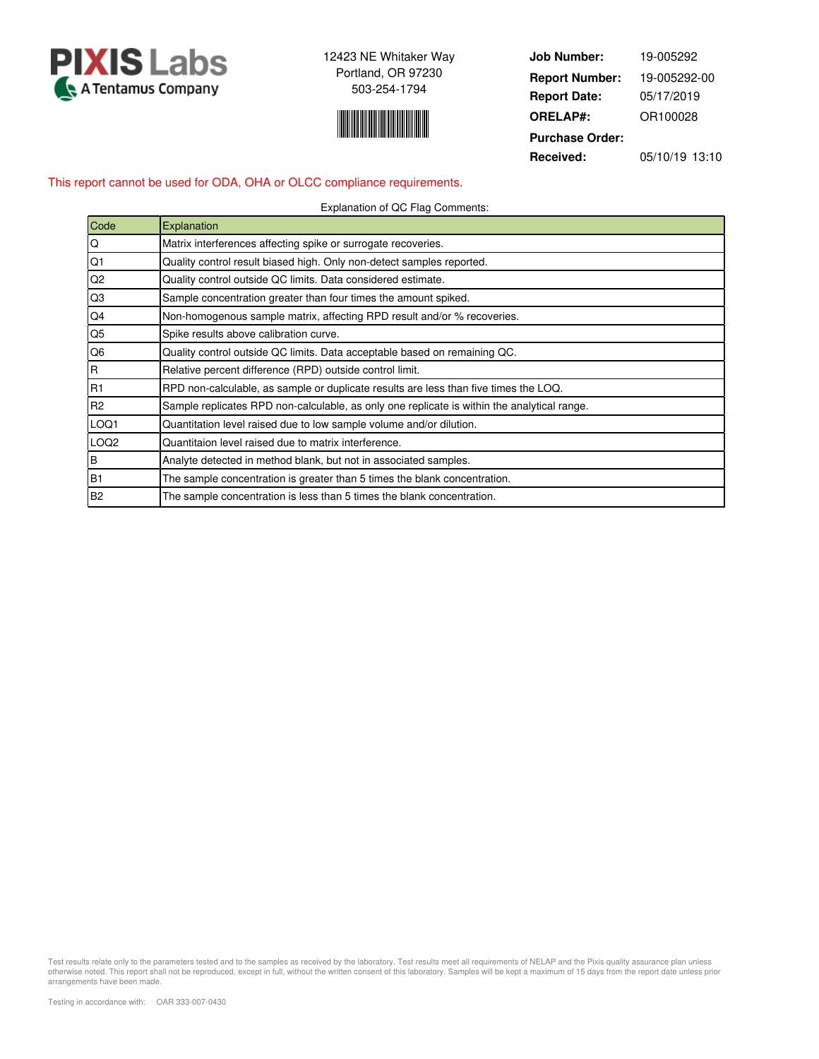**PIXIS Labs**
A Tentamus Company

12423 NE Whitaker Way
Portland, OR 97230
503-254-1794

**Job Number:** 19-005292
**Report Number:** 19-005292-00
**Report Date:** 05/17/2019
**ORELAP#:** OR100028
**Purchase Order:**
**Received:** 05/10/19 13:10

This report cannot be used for ODA, OHA or OLCC compliance requirements.

Explanation of QC Flag Comments:

| Code | Explanation |
|---|---|
| Q | Matrix interferences affecting spike or surrogate recoveries. |
| Q1 | Quality control result biased high. Only non-detect samples reported. |
| Q2 | Quality control outside QC limits. Data considered estimate. |
| Q3 | Sample concentration greater than four times the amount spiked. |
| Q4 | Non-homogenous sample matrix, affecting RPD result and/or % recoveries. |
| Q5 | Spike results above calibration curve. |
| Q6 | Quality control outside QC limits. Data acceptable based on remaining QC. |
| R | Relative percent difference (RPD) outside control limit. |
| R1 | RPD non-calculable, as sample or duplicate results are less than five times the LOQ. |
| R2 | Sample replicates RPD non-calculable, as only one replicate is within the analytical range. |
| LOQ1 | Quantitation level raised due to low sample volume and/or dilution. |
| LOQ2 | Quantitaion level raised due to matrix interference. |
| B | Analyte detected in method blank, but not in associated samples. |
| B1 | The sample concentration is greater than 5 times the blank concentration. |
| B2 | The sample concentration is less than 5 times the blank concentration. |

Test results relate only to the parameters tested and to the samples as received by the laboratory. Test results meet all requirements of NELAP and the Pixis quality assurance plan unless otherwise noted. This report shall not be reproduced, except in full, without the written consent of this laboratory. Samples will be kept a maximum of 15 days from the report date unless prior arrangements have been made.

Testing in accordance with: OAR 333-007-0430